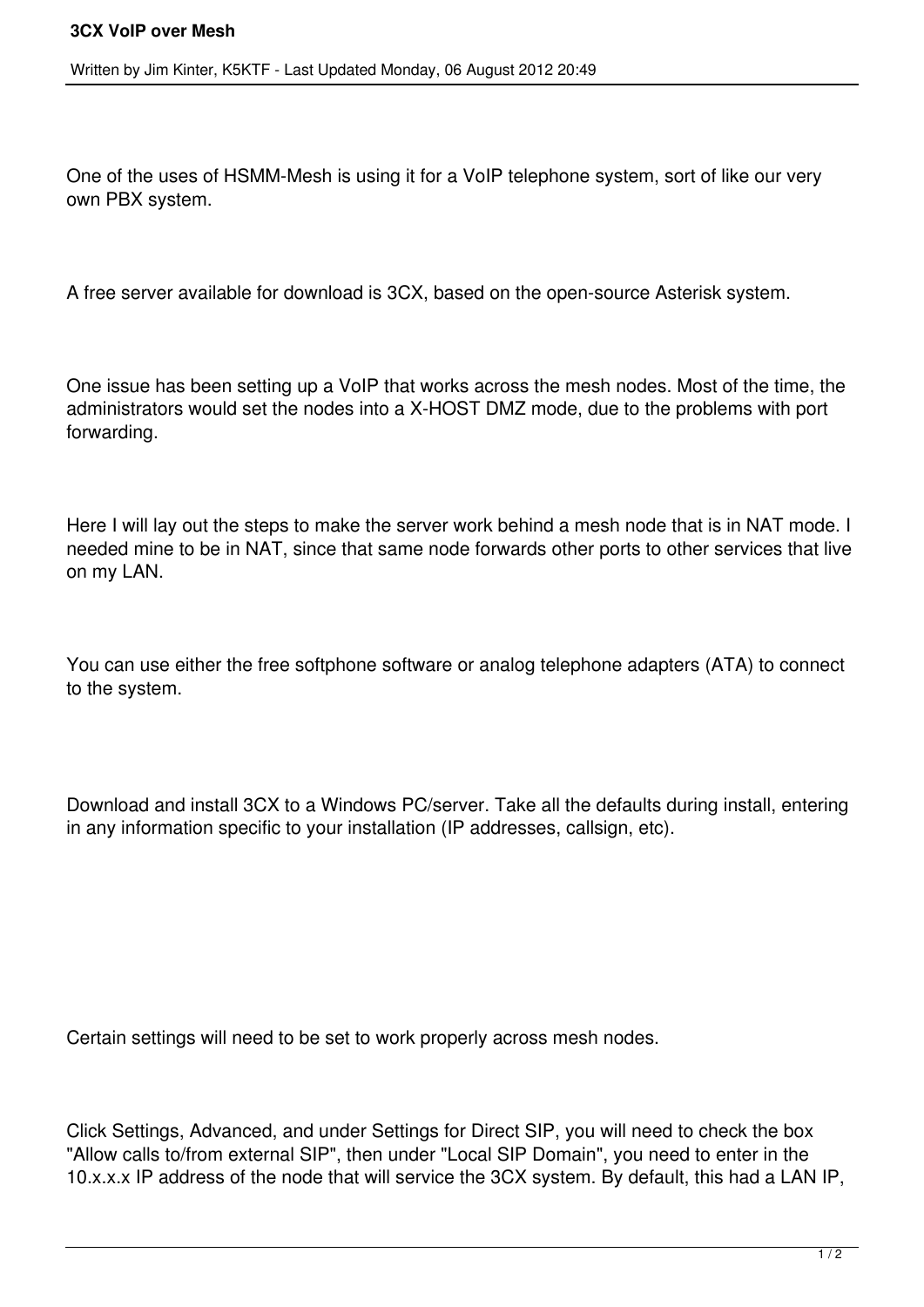# 3CX VoIP over Mesh

Written by Jim Kinter, K5KTF - Last Updated Monday, 06 August 2012 20:49

One of the uses of HSMM-Mesh is using it for a VoIP telephone system, sort of like our very own PBX system.

A free server available for download is 3CX, based on the open-source Asterisk system.

One issue has been setting up a VoIP that works across the mesh nodes. Most of the time, the administrators would set the nodes into a X-HOST DMZ mode, due to the problems with port forwarding.

Here I will lay out the steps to make the server work behind a mesh node that is in NAT mode. I needed mine to be in NAT, since that same node forwards other ports to other services that live on my LAN.

You can use either the free softphone software or analog telephone adapters (ATA) to connect to the system.

Download and install 3CX to a Windows PC/server. Take all the defaults during install, entering in any information specific to your installation (IP addresses, callsign, etc).

Certain settings will need to be set to work properly across mesh nodes.

Click Settings, Advanced, and under Settings for Direct SIP, you will need to check the box "Allow calls to/from external SIP", then under "Local SIP Domain", you need to enter in the 10.x.x.x IP address of the node that will service the 3CX system. By default, this had a LAN IP,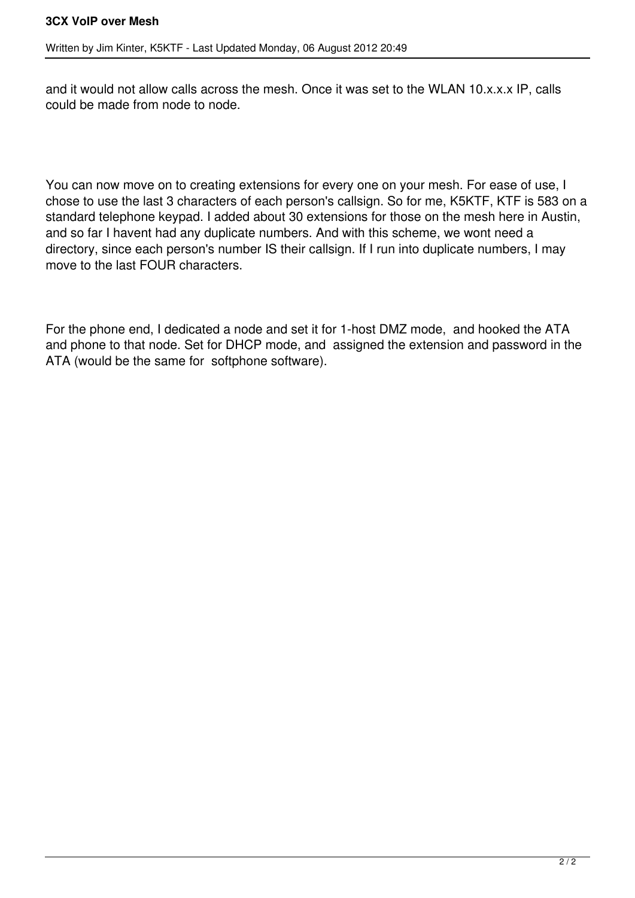and it would not allow calls across the mesh. Once it was set to the WLAN 10.x.x.x IP, calls could be made from node to node.

You can now move on to creating extensions for every one on your mesh. For ease of use, I chose to use the last 3 characters of each person's callsign. So for me, K5KTF, KTF is 583 on a standard telephone keypad. I added about 30 extensions for those on the mesh here in Austin, and so far I havent had any duplicate numbers. And with this scheme, we wont need a directory, since each person's number IS their callsign. If I run into duplicate numbers, I may move to the last FOUR characters.

For the phone end, I dedicated a node and set it for 1-host DMZ mode, and hooked the ATA and phone to that node. Set for DHCP mode, and assigned the extension and password in the ATA (would be the same for softphone software).